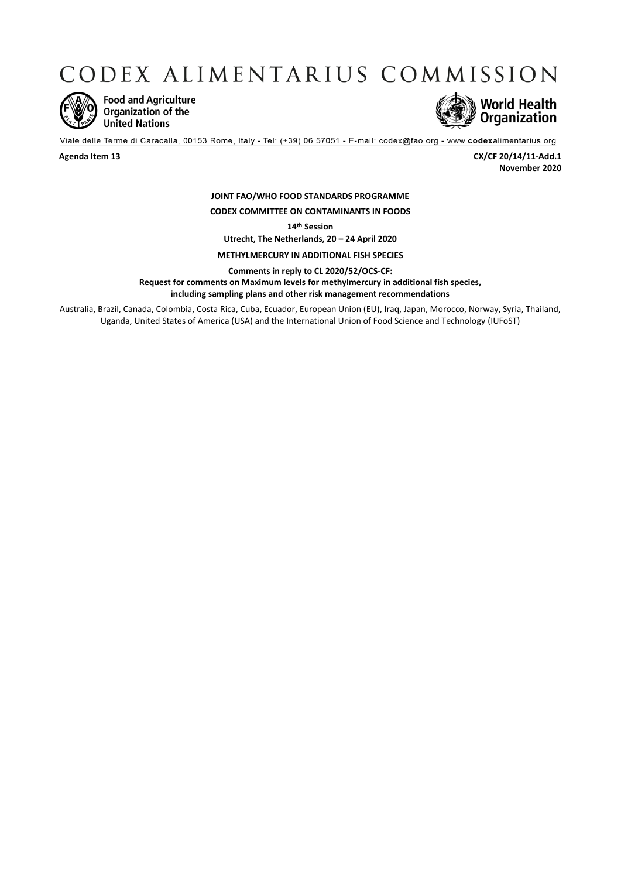# CODEX ALIMENTARIUS COMMISSION

Food and Agriculture Organization of the United Nations

World Health Organization

Viale delle Terme di Caracalla, 00153 Rome, Italy - Tel: (+39) 06 57051 - E-mail: codex@fao.org - www.codexalimentarius.org

**Agenda Item 13**

**CX/CF 20/14/11-Add.1**
**November 2020**

**JOINT FAO/WHO FOOD STANDARDS PROGRAMME**

**CODEX COMMITTEE ON CONTAMINANTS IN FOODS**

**14th Session**

**Utrecht, The Netherlands, 20 – 24 April 2020**

**METHYLMERCURY IN ADDITIONAL FISH SPECIES**

**Comments in reply to CL 2020/52/OCS-CF:**
**Request for comments on Maximum levels for methylmercury in additional fish species, including sampling plans and other risk management recommendations**

Australia, Brazil, Canada, Colombia, Costa Rica, Cuba, Ecuador, European Union (EU), Iraq, Japan, Morocco, Norway, Syria, Thailand, Uganda, United States of America (USA) and the International Union of Food Science and Technology (IUFoST)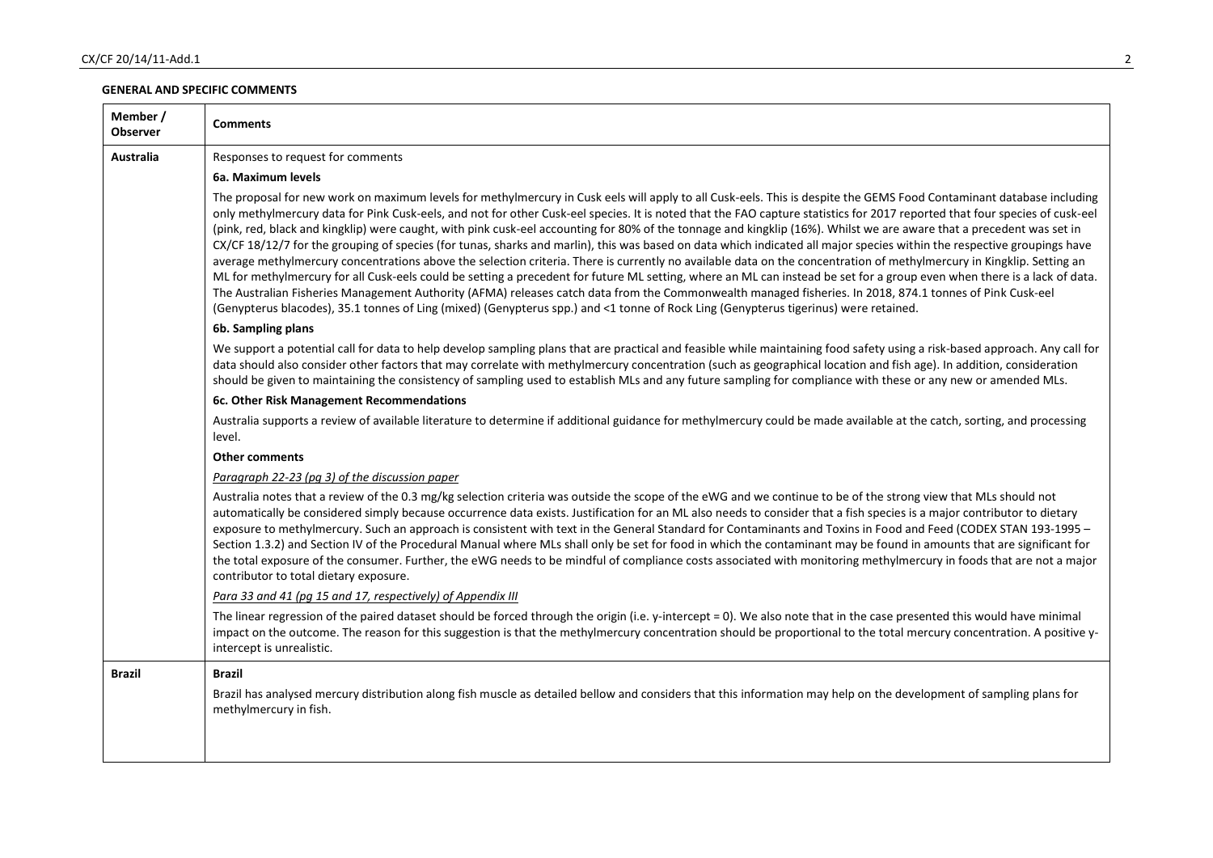**GENERAL AND SPECIFIC COMMENTS**

| Member / Observer | Comments |
|---|---|
| **Australia** | Responses to request for comments<br><br>**6a. Maximum levels**<br><br>The proposal for new work on maximum levels for methylmercury in Cusk eels will apply to all Cusk-eels. This is despite the GEMS Food Contaminant database including only methylmercury data for Pink Cusk-eels, and not for other Cusk-eel species. It is noted that the FAO capture statistics for 2017 reported that four species of cusk-eel (pink, red, black and kingklip) were caught, with pink cusk-eel accounting for 80% of the tonnage and kingklip (16%). Whilst we are aware that a precedent was set in CX/CF 18/12/7 for the grouping of species (for tunas, sharks and marlin), this was based on data which indicated all major species within the respective groupings have average methylmercury concentrations above the selection criteria. There is currently no available data on the concentration of methylmercury in Kingklip. Setting an ML for methylmercury for all Cusk-eels could be setting a precedent for future ML setting, where an ML can instead be set for a group even when there is a lack of data. The Australian Fisheries Management Authority (AFMA) releases catch data from the Commonwealth managed fisheries. In 2018, 874.1 tonnes of Pink Cusk-eel (Genypterus blacodes), 35.1 tonnes of Ling (mixed) (Genypterus spp.) and <1 tonne of Rock Ling (Genypterus tigerinus) were retained.<br><br>**6b. Sampling plans**<br><br>We support a potential call for data to help develop sampling plans that are practical and feasible while maintaining food safety using a risk-based approach. Any call for data should also consider other factors that may correlate with methylmercury concentration (such as geographical location and fish age). In addition, consideration should be given to maintaining the consistency of sampling used to establish MLs and any future sampling for compliance with these or any new or amended MLs.<br><br>**6c. Other Risk Management Recommendations**<br><br>Australia supports a review of available literature to determine if additional guidance for methylmercury could be made available at the catch, sorting, and processing level.<br><br>**Other comments**<br><br>*Paragraph 22-23 (pg 3) of the discussion paper*<br><br>Australia notes that a review of the 0.3 mg/kg selection criteria was outside the scope of the eWG and we continue to be of the strong view that MLs should not automatically be considered simply because occurrence data exists. Justification for an ML also needs to consider that a fish species is a major contributor to dietary exposure to methylmercury. Such an approach is consistent with text in the General Standard for Contaminants and Toxins in Food and Feed (CODEX STAN 193-1995 – Section 1.3.2) and Section IV of the Procedural Manual where MLs shall only be set for food in which the contaminant may be found in amounts that are significant for the total exposure of the consumer. Further, the eWG needs to be mindful of compliance costs associated with monitoring methylmercury in foods that are not a major contributor to total dietary exposure.<br><br>*Para 33 and 41 (pg 15 and 17, respectively) of Appendix III*<br><br>The linear regression of the paired dataset should be forced through the origin (i.e. y-intercept = 0). We also note that in the case presented this would have minimal impact on the outcome. The reason for this suggestion is that the methylmercury concentration should be proportional to the total mercury concentration. A positive y-intercept is unrealistic. |
| **Brazil** | **Brazil**<br><br>Brazil has analysed mercury distribution along fish muscle as detailed bellow and considers that this information may help on the development of sampling plans for methylmercury in fish. |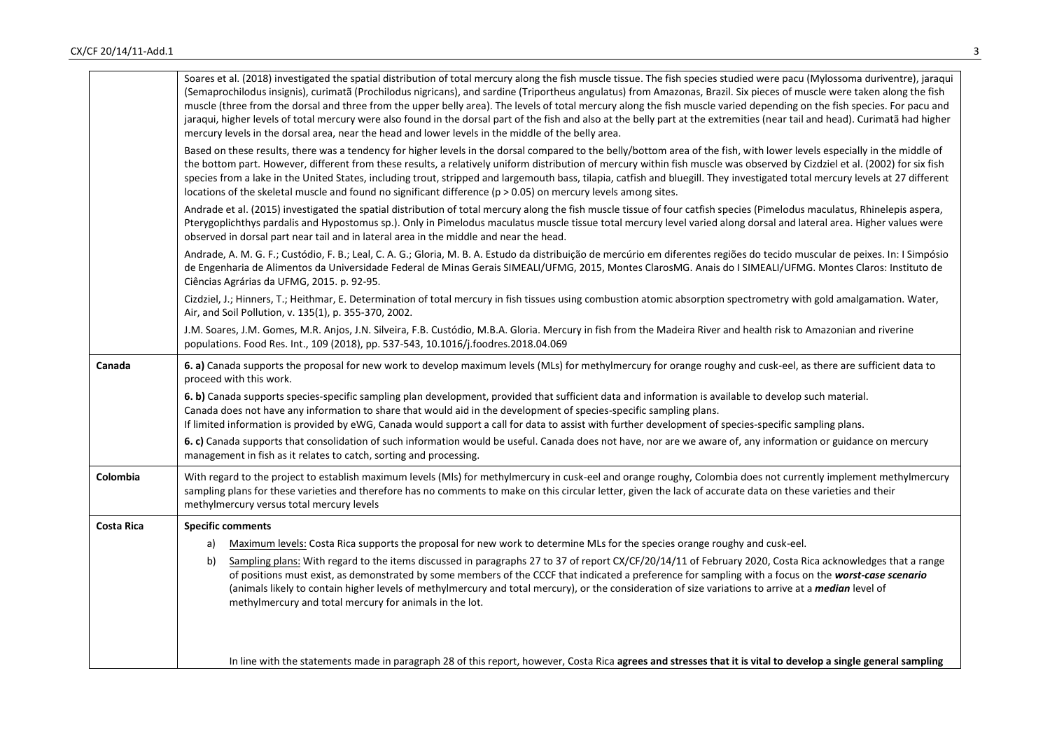| | |
|---|---|
| | Soares et al. (2018) investigated the spatial distribution of total mercury along the fish muscle tissue. The fish species studied were pacu (Mylossoma duriventre), jaraqui (Semaprochilodus insignis), curimatã (Prochilodus nigricans), and sardine (Triportheus angulatus) from Amazonas, Brazil. Six pieces of muscle were taken along the fish muscle (three from the dorsal and three from the upper belly area). The levels of total mercury along the fish muscle varied depending on the fish species. For pacu and jaraqui, higher levels of total mercury were also found in the dorsal part of the fish and also at the belly part at the extremities (near tail and head). Curimatã had higher mercury levels in the dorsal area, near the head and lower levels in the middle of the belly area.<br><br>Based on these results, there was a tendency for higher levels in the dorsal compared to the belly/bottom area of the fish, with lower levels especially in the middle of the bottom part. However, different from these results, a relatively uniform distribution of mercury within fish muscle was observed by Cizdziel et al. (2002) for six fish species from a lake in the United States, including trout, stripped and largemouth bass, tilapia, catfish and bluegill. They investigated total mercury levels at 27 different locations of the skeletal muscle and found no significant difference ($p > 0.05$) on mercury levels among sites.<br><br>Andrade et al. (2015) investigated the spatial distribution of total mercury along the fish muscle tissue of four catfish species (Pimelodus maculatus, Rhinelepis aspera, Pterygoplichthys pardalis and Hypostomus sp.). Only in Pimelodus maculatus muscle tissue total mercury level varied along dorsal and lateral area. Higher values were observed in dorsal part near tail and in lateral area in the middle and near the head.<br><br>Andrade, A. M. G. F.; Custódio, F. B.; Leal, C. A. G.; Gloria, M. B. A. Estudo da distribuição de mercúrio em diferentes regiões do tecido muscular de peixes. In: I Simpósio de Engenharia de Alimentos da Universidade Federal de Minas Gerais SIMEALI/UFMG, 2015, Montes ClarosMG. Anais do I SIMEALI/UFMG. Montes Claros: Instituto de Ciências Agrárias da UFMG, 2015. p. 92-95.<br><br>Cizdziel, J.; Hinners, T.; Heithmar, E. Determination of total mercury in fish tissues using combustion atomic absorption spectrometry with gold amalgamation. Water, Air, and Soil Pollution, v. 135(1), p. 355-370, 2002.<br><br>J.M. Soares, J.M. Gomes, M.R. Anjos, J.N. Silveira, F.B. Custódio, M.B.A. Gloria. Mercury in fish from the Madeira River and health risk to Amazonian and riverine populations. Food Res. Int., 109 (2018), pp. 537-543, 10.1016/j.foodres.2018.04.069 |
| **Canada** | **6. a)** Canada supports the proposal for new work to develop maximum levels (MLs) for methylmercury for orange roughy and cusk-eel, as there are sufficient data to proceed with this work.<br><br>**6. b)** Canada supports species-specific sampling plan development, provided that sufficient data and information is available to develop such material.<br>Canada does not have any information to share that would aid in the development of species-specific sampling plans.<br>If limited information is provided by eWG, Canada would support a call for data to assist with further development of species-specific sampling plans.<br><br>**6. c)** Canada supports that consolidation of such information would be useful. Canada does not have, nor are we aware of, any information or guidance on mercury management in fish as it relates to catch, sorting and processing. |
| **Colombia** | With regard to the project to establish maximum levels (Mls) for methylmercury in cusk-eel and orange roughy, Colombia does not currently implement methylmercury sampling plans for these varieties and therefore has no comments to make on this circular letter, given the lack of accurate data on these varieties and their methylmercury versus total mercury levels |
| **Costa Rica** | **Specific comments**<br><br>a) Maximum levels: Costa Rica supports the proposal for new work to determine MLs for the species orange roughy and cusk-eel.<br><br>b) Sampling plans: With regard to the items discussed in paragraphs 27 to 37 of report CX/CF/20/14/11 of February 2020, Costa Rica acknowledges that a range of positions must exist, as demonstrated by some members of the CCCF that indicated a preference for sampling with a focus on the ***worst-case scenario*** (animals likely to contain higher levels of methylmercury and total mercury), or the consideration of size variations to arrive at a ***median*** level of methylmercury and total mercury for animals in the lot.<br><br>In line with the statements made in paragraph 28 of this report, however, Costa Rica **agrees and stresses that it is vital to develop a single general sampling** |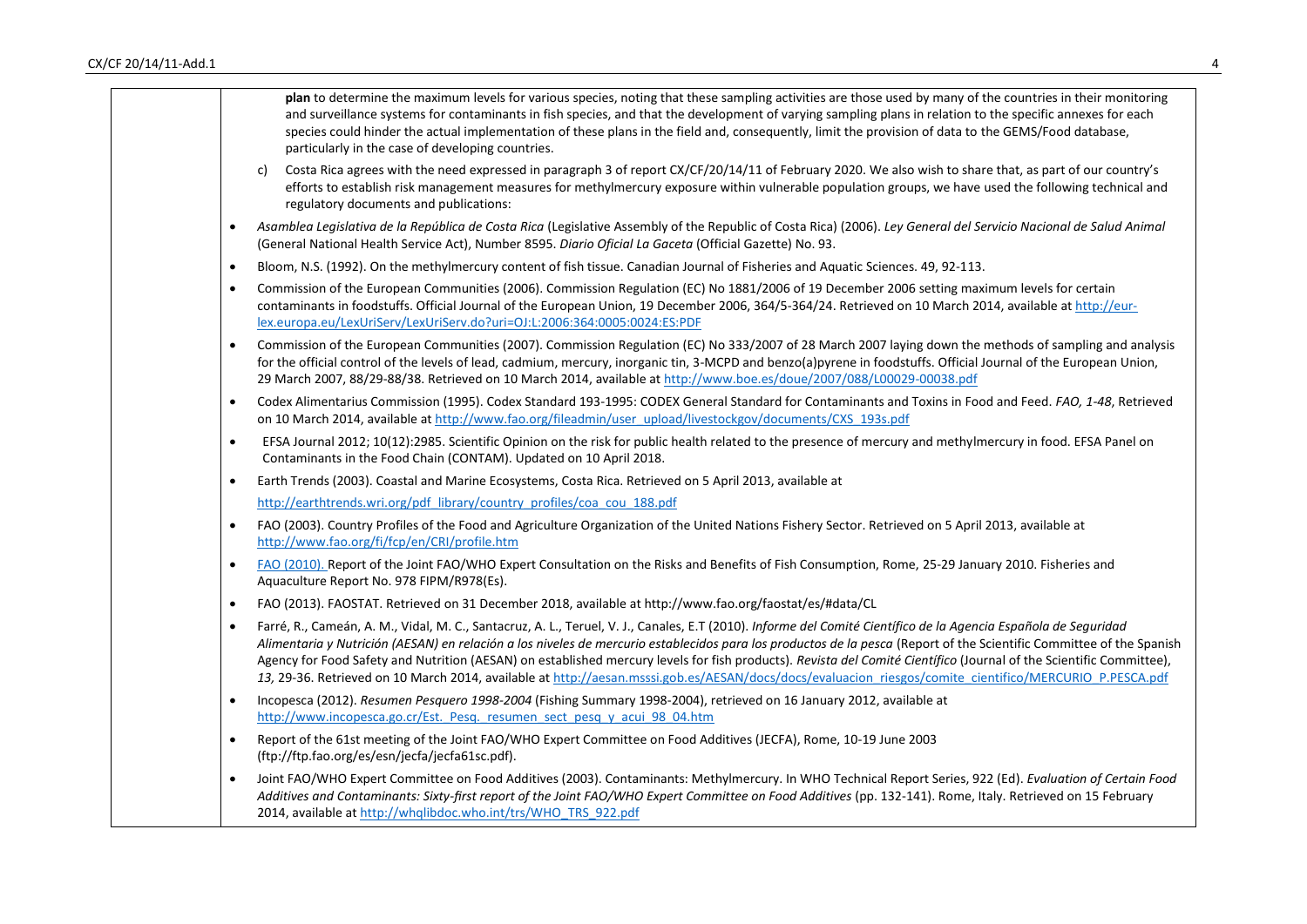**plan** to determine the maximum levels for various species, noting that these sampling activities are those used by many of the countries in their monitoring and surveillance systems for contaminants in fish species, and that the development of varying sampling plans in relation to the specific annexes for each species could hinder the actual implementation of these plans in the field and, consequently, limit the provision of data to the GEMS/Food database, particularly in the case of developing countries.

c) Costa Rica agrees with the need expressed in paragraph 3 of report CX/CF/20/14/11 of February 2020. We also wish to share that, as part of our country's efforts to establish risk management measures for methylmercury exposure within vulnerable population groups, we have used the following technical and regulatory documents and publications:

- *Asamblea Legislativa de la República de Costa Rica* (Legislative Assembly of the Republic of Costa Rica) (2006). *Ley General del Servicio Nacional de Salud Animal* (General National Health Service Act), Number 8595. *Diario Oficial La Gaceta* (Official Gazette) No. 93.
- Bloom, N.S. (1992). On the methylmercury content of fish tissue. Canadian Journal of Fisheries and Aquatic Sciences. 49, 92-113.
- Commission of the European Communities (2006). Commission Regulation (EC) No 1881/2006 of 19 December 2006 setting maximum levels for certain contaminants in foodstuffs. Official Journal of the European Union, 19 December 2006, 364/5-364/24. Retrieved on 10 March 2014, available at http://eur-lex.europa.eu/LexUriServ/LexUriServ.do?uri=OJ:L:2006:364:0005:0024:ES:PDF
- Commission of the European Communities (2007). Commission Regulation (EC) No 333/2007 of 28 March 2007 laying down the methods of sampling and analysis for the official control of the levels of lead, cadmium, mercury, inorganic tin, 3-MCPD and benzo(a)pyrene in foodstuffs. Official Journal of the European Union, 29 March 2007, 88/29-88/38. Retrieved on 10 March 2014, available at http://www.boe.es/doue/2007/088/L00029-00038.pdf
- Codex Alimentarius Commission (1995). Codex Standard 193-1995: CODEX General Standard for Contaminants and Toxins in Food and Feed. *FAO, 1-48*, Retrieved on 10 March 2014, available at http://www.fao.org/fileadmin/user_upload/livestockgov/documents/CXS_193s.pdf
- EFSA Journal 2012; 10(12):2985. Scientific Opinion on the risk for public health related to the presence of mercury and methylmercury in food. EFSA Panel on Contaminants in the Food Chain (CONTAM). Updated on 10 April 2018.
- Earth Trends (2003). Coastal and Marine Ecosystems, Costa Rica. Retrieved on 5 April 2013, available at http://earthtrends.wri.org/pdf_library/country_profiles/coa_cou_188.pdf
- FAO (2003). Country Profiles of the Food and Agriculture Organization of the United Nations Fishery Sector. Retrieved on 5 April 2013, available at http://www.fao.org/fi/fcp/en/CRI/profile.htm
- FAO (2010). Report of the Joint FAO/WHO Expert Consultation on the Risks and Benefits of Fish Consumption, Rome, 25-29 January 2010. Fisheries and Aquaculture Report No. 978 FIPM/R978(Es).
- FAO (2013). FAOSTAT. Retrieved on 31 December 2018, available at http://www.fao.org/faostat/es/#data/CL
- Farré, R., Cameán, A. M., Vidal, M. C., Santacruz, A. L., Teruel, V. J., Canales, E.T (2010). *Informe del Comité Científico de la Agencia Española de Seguridad Alimentaria y Nutrición (AESAN) en relación a los niveles de mercurio establecidos para los productos de la pesca* (Report of the Scientific Committee of the Spanish Agency for Food Safety and Nutrition (AESAN) on established mercury levels for fish products). *Revista del Comité Científico* (Journal of the Scientific Committee), *13,* 29-36. Retrieved on 10 March 2014, available at http://aesan.msssi.gob.es/AESAN/docs/docs/evaluacion_riesgos/comite_cientifico/MERCURIO_P.PESCA.pdf
- Incopesca (2012). *Resumen Pesquero 1998-2004* (Fishing Summary 1998-2004), retrieved on 16 January 2012, available at http://www.incopesca.go.cr/Est._Pesq._resumen_sect_pesq_y_acui_98_04.htm
- Report of the 61st meeting of the Joint FAO/WHO Expert Committee on Food Additives (JECFA), Rome, 10-19 June 2003 (ftp://ftp.fao.org/es/esn/jecfa/jecfa61sc.pdf).
- Joint FAO/WHO Expert Committee on Food Additives (2003). Contaminants: Methylmercury. In WHO Technical Report Series, 922 (Ed). *Evaluation of Certain Food Additives and Contaminants: Sixty-first report of the Joint FAO/WHO Expert Committee on Food Additives* (pp. 132-141). Rome, Italy. Retrieved on 15 February 2014, available at http://whqlibdoc.who.int/trs/WHO_TRS_922.pdf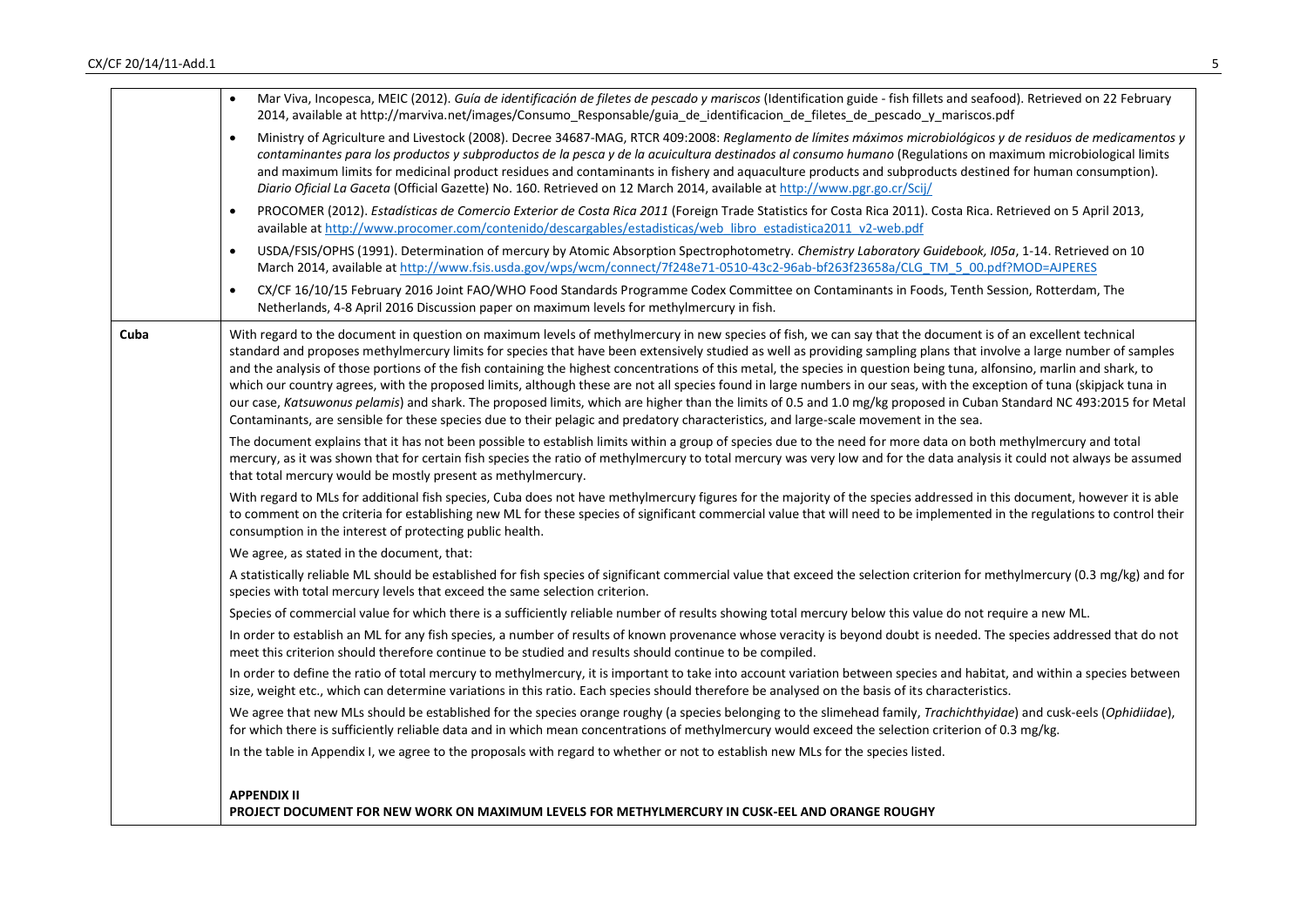| | |
|---|---|
| | • Mar Viva, Incopesca, MEIC (2012). *Guía de identificación de filetes de pescado y mariscos* (Identification guide - fish fillets and seafood). Retrieved on 22 February 2014, available at http://marviva.net/images/Consumo_Responsable/guia_de_identificacion_de_filetes_de_pescado_y_mariscos.pdf<br>• Ministry of Agriculture and Livestock (2008). Decree 34687-MAG, RTCR 409:2008: *Reglamento de límites máximos microbiológicos y de residuos de medicamentos y contaminantes para los productos y subproductos de la pesca y de la acuicultura destinados al consumo humano* (Regulations on maximum microbiological limits and maximum limits for medicinal product residues and contaminants in fishery and aquaculture products and subproducts destined for human consumption). *Diario Oficial La Gaceta* (Official Gazette) No. 160. Retrieved on 12 March 2014, available at http://www.pgr.go.cr/Scij/<br>• PROCOMER (2012). *Estadísticas de Comercio Exterior de Costa Rica 2011* (Foreign Trade Statistics for Costa Rica 2011). Costa Rica. Retrieved on 5 April 2013, available at http://www.procomer.com/contenido/descargables/estadisticas/web_libro_estadistica2011_v2-web.pdf<br>• USDA/FSIS/OPHS (1991). Determination of mercury by Atomic Absorption Spectrophotometry. *Chemistry Laboratory Guidebook, I05a*, 1-14. Retrieved on 10 March 2014, available at http://www.fsis.usda.gov/wps/wcm/connect/7f248e71-0510-43c2-96ab-bf263f23658a/CLG_TM_5_00.pdf?MOD=AJPERES<br>• CX/CF 16/10/15 February 2016 Joint FAO/WHO Food Standards Programme Codex Committee on Contaminants in Foods, Tenth Session, Rotterdam, The Netherlands, 4-8 April 2016 Discussion paper on maximum levels for methylmercury in fish. |
| **Cuba** | With regard to the document in question on maximum levels of methylmercury in new species of fish, we can say that the document is of an excellent technical standard and proposes methylmercury limits for species that have been extensively studied as well as providing sampling plans that involve a large number of samples and the analysis of those portions of the fish containing the highest concentrations of this metal, the species in question being tuna, alfonsino, marlin and shark, to which our country agrees, with the proposed limits, although these are not all species found in large numbers in our seas, with the exception of tuna (skipjack tuna in our case, *Katsuwonus pelamis*) and shark. The proposed limits, which are higher than the limits of 0.5 and 1.0 mg/kg proposed in Cuban Standard NC 493:2015 for Metal Contaminants, are sensible for these species due to their pelagic and predatory characteristics, and large-scale movement in the sea.<br><br>The document explains that it has not been possible to establish limits within a group of species due to the need for more data on both methylmercury and total mercury, as it was shown that for certain fish species the ratio of methylmercury to total mercury was very low and for the data analysis it could not always be assumed that total mercury would be mostly present as methylmercury.<br><br>With regard to MLs for additional fish species, Cuba does not have methylmercury figures for the majority of the species addressed in this document, however it is able to comment on the criteria for establishing new ML for these species of significant commercial value that will need to be implemented in the regulations to control their consumption in the interest of protecting public health.<br><br>We agree, as stated in the document, that:<br><br>A statistically reliable ML should be established for fish species of significant commercial value that exceed the selection criterion for methylmercury (0.3 mg/kg) and for species with total mercury levels that exceed the same selection criterion.<br><br>Species of commercial value for which there is a sufficiently reliable number of results showing total mercury below this value do not require a new ML.<br><br>In order to establish an ML for any fish species, a number of results of known provenance whose veracity is beyond doubt is needed. The species addressed that do not meet this criterion should therefore continue to be studied and results should continue to be compiled.<br><br>In order to define the ratio of total mercury to methylmercury, it is important to take into account variation between species and habitat, and within a species between size, weight etc., which can determine variations in this ratio. Each species should therefore be analysed on the basis of its characteristics.<br><br>We agree that new MLs should be established for the species orange roughy (a species belonging to the slimehead family, *Trachichthyidae*) and cusk-eels (*Ophidiidae*), for which there is sufficiently reliable data and in which mean concentrations of methylmercury would exceed the selection criterion of 0.3 mg/kg.<br><br>In the table in Appendix I, we agree to the proposals with regard to whether or not to establish new MLs for the species listed.<br><br>**APPENDIX II**<br>**PROJECT DOCUMENT FOR NEW WORK ON MAXIMUM LEVELS FOR METHYLMERCURY IN CUSK-EEL AND ORANGE ROUGHY** |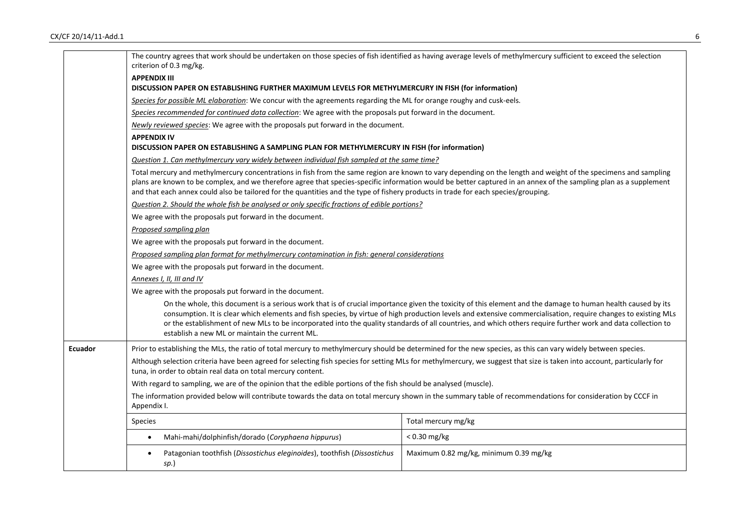| | |
|---|---|
| | The country agrees that work should be undertaken on those species of fish identified as having average levels of methylmercury sufficient to exceed the selection criterion of 0.3 mg/kg.<br><br>**APPENDIX III**<br>**DISCUSSION PAPER ON ESTABLISHING FURTHER MAXIMUM LEVELS FOR METHYLMERCURY IN FISH (for information)**<br><br>*Species for possible ML elaboration*: We concur with the agreements regarding the ML for orange roughy and cusk-eels.<br><br>*Species recommended for continued data collection*: We agree with the proposals put forward in the document.<br><br>*Newly reviewed species*: We agree with the proposals put forward in the document.<br><br>**APPENDIX IV**<br>**DISCUSSION PAPER ON ESTABLISHING A SAMPLING PLAN FOR METHYLMERCURY IN FISH (for information)**<br><br>*Question 1. Can methylmercury vary widely between individual fish sampled at the same time?*<br><br>Total mercury and methylmercury concentrations in fish from the same region are known to vary depending on the length and weight of the specimens and sampling plans are known to be complex, and we therefore agree that species-specific information would be better captured in an annex of the sampling plan as a supplement and that each annex could also be tailored for the quantities and the type of fishery products in trade for each species/grouping.<br><br>*Question 2. Should the whole fish be analysed or only specific fractions of edible portions?*<br><br>We agree with the proposals put forward in the document.<br><br>*Proposed sampling plan*<br><br>We agree with the proposals put forward in the document.<br><br>*Proposed sampling plan format for methylmercury contamination in fish: general considerations*<br><br>We agree with the proposals put forward in the document.<br><br>*Annexes I, II, III and IV*<br><br>We agree with the proposals put forward in the document.<br><br>On the whole, this document is a serious work that is of crucial importance given the toxicity of this element and the damage to human health caused by its consumption. It is clear which elements and fish species, by virtue of high production levels and extensive commercialisation, require changes to existing MLs or the establishment of new MLs to be incorporated into the quality standards of all countries, and which others require further work and data collection to establish a new ML or maintain the current ML. |
| **Ecuador** | Prior to establishing the MLs, the ratio of total mercury to methylmercury should be determined for the new species, as this can vary widely between species.<br><br>Although selection criteria have been agreed for selecting fish species for setting MLs for methylmercury, we suggest that size is taken into account, particularly for tuna, in order to obtain real data on total mercury content.<br><br>With regard to sampling, we are of the opinion that the edible portions of the fish should be analysed (muscle).<br><br>The information provided below will contribute towards the data on total mercury shown in the summary table of recommendations for consideration by CCCF in Appendix I.<br><br>Species — Total mercury mg/kg<br>• Mahi-mahi/dolphinfish/dorado (*Coryphaena hippurus*) — < 0.30 mg/kg<br>• Patagonian toothfish (*Dissostichus eleginoides*), toothfish (*Dissostichus sp.*) — Maximum 0.82 mg/kg, minimum 0.39 mg/kg |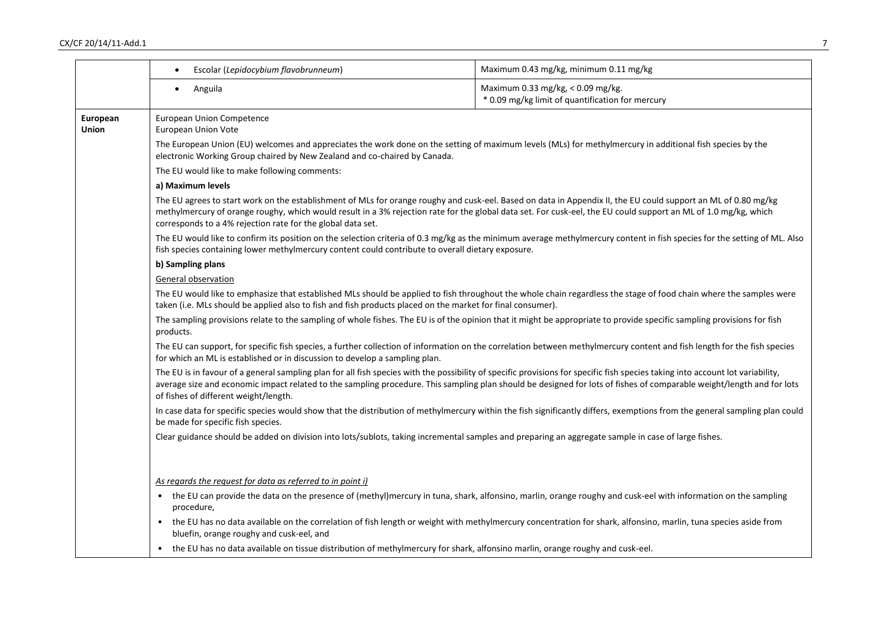| | | |
|---|---|---|
| | • Escolar (*Lepidocybium flavobrunneum*) | Maximum 0.43 mg/kg, minimum 0.11 mg/kg |
| | • Anguila | Maximum 0.33 mg/kg, < 0.09 mg/kg.<br>* 0.09 mg/kg limit of quantification for mercury |

**European Union**

European Union Competence
European Union Vote

The European Union (EU) welcomes and appreciates the work done on the setting of maximum levels (MLs) for methylmercury in additional fish species by the electronic Working Group chaired by New Zealand and co-chaired by Canada.

The EU would like to make following comments:

**a) Maximum levels**

The EU agrees to start work on the establishment of MLs for orange roughy and cusk-eel. Based on data in Appendix II, the EU could support an ML of 0.80 mg/kg methylmercury of orange roughy, which would result in a 3% rejection rate for the global data set. For cusk-eel, the EU could support an ML of 1.0 mg/kg, which corresponds to a 4% rejection rate for the global data set.

The EU would like to confirm its position on the selection criteria of 0.3 mg/kg as the minimum average methylmercury content in fish species for the setting of ML. Also fish species containing lower methylmercury content could contribute to overall dietary exposure.

**b) Sampling plans**

General observation

The EU would like to emphasize that established MLs should be applied to fish throughout the whole chain regardless the stage of food chain where the samples were taken (i.e. MLs should be applied also to fish and fish products placed on the market for final consumer).

The sampling provisions relate to the sampling of whole fishes. The EU is of the opinion that it might be appropriate to provide specific sampling provisions for fish products.

The EU can support, for specific fish species, a further collection of information on the correlation between methylmercury content and fish length for the fish species for which an ML is established or in discussion to develop a sampling plan.

The EU is in favour of a general sampling plan for all fish species with the possibility of specific provisions for specific fish species taking into account lot variability, average size and economic impact related to the sampling procedure. This sampling plan should be designed for lots of fishes of comparable weight/length and for lots of fishes of different weight/length.

In case data for specific species would show that the distribution of methylmercury within the fish significantly differs, exemptions from the general sampling plan could be made for specific fish species.

Clear guidance should be added on division into lots/sublots, taking incremental samples and preparing an aggregate sample in case of large fishes.

*As regards the request for data as referred to in point i)*

- the EU can provide the data on the presence of (methyl)mercury in tuna, shark, alfonsino, marlin, orange roughy and cusk-eel with information on the sampling procedure,
- the EU has no data available on the correlation of fish length or weight with methylmercury concentration for shark, alfonsino, marlin, tuna species aside from bluefin, orange roughy and cusk-eel, and
- the EU has no data available on tissue distribution of methylmercury for shark, alfonsino marlin, orange roughy and cusk-eel.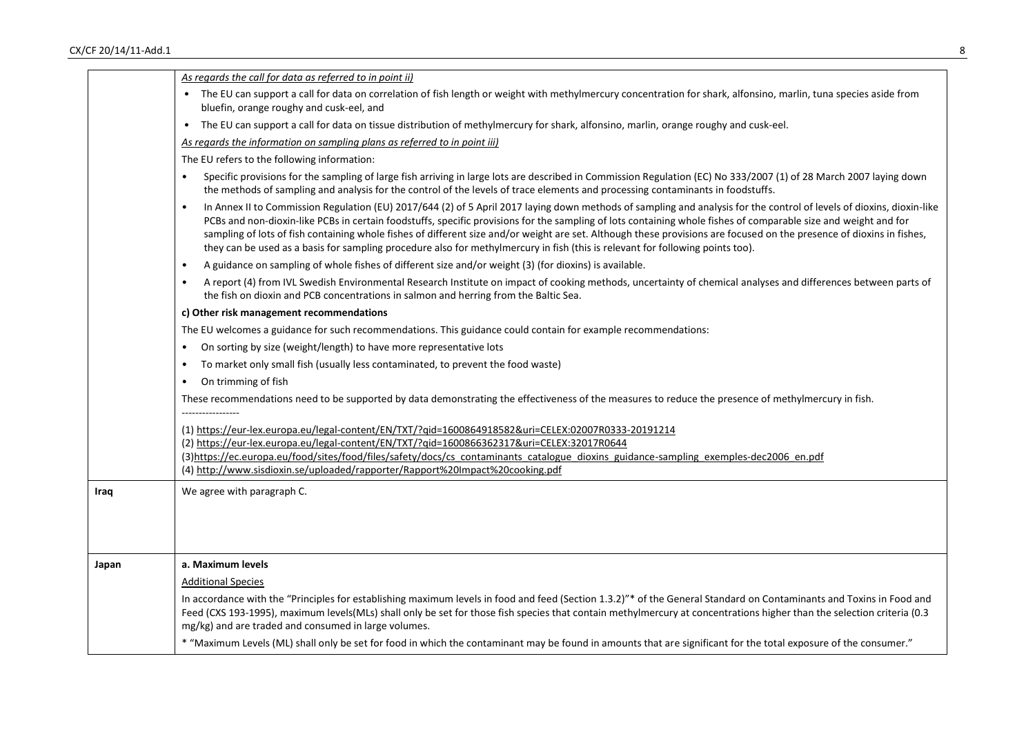| | |
|---|---|
| | *As regards the call for data as referred to in point ii)*<br>• The EU can support a call for data on correlation of fish length or weight with methylmercury concentration for shark, alfonsino, marlin, tuna species aside from bluefin, orange roughy and cusk-eel, and<br>• The EU can support a call for data on tissue distribution of methylmercury for shark, alfonsino, marlin, orange roughy and cusk-eel.<br>*As regards the information on sampling plans as referred to in point iii)*<br>The EU refers to the following information:<br>• Specific provisions for the sampling of large fish arriving in large lots are described in Commission Regulation (EC) No 333/2007 (1) of 28 March 2007 laying down the methods of sampling and analysis for the control of the levels of trace elements and processing contaminants in foodstuffs.<br>• In Annex II to Commission Regulation (EU) 2017/644 (2) of 5 April 2017 laying down methods of sampling and analysis for the control of levels of dioxins, dioxin-like PCBs and non-dioxin-like PCBs in certain foodstuffs, specific provisions for the sampling of lots containing whole fishes of comparable size and weight and for sampling of lots of fish containing whole fishes of different size and/or weight are set. Although these provisions are focused on the presence of dioxins in fishes, they can be used as a basis for sampling procedure also for methylmercury in fish (this is relevant for following points too).<br>• A guidance on sampling of whole fishes of different size and/or weight (3) (for dioxins) is available.<br>• A report (4) from IVL Swedish Environmental Research Institute on impact of cooking methods, uncertainty of chemical analyses and differences between parts of the fish on dioxin and PCB concentrations in salmon and herring from the Baltic Sea.<br>**c) Other risk management recommendations**<br>The EU welcomes a guidance for such recommendations. This guidance could contain for example recommendations:<br>• On sorting by size (weight/length) to have more representative lots<br>• To market only small fish (usually less contaminated, to prevent the food waste)<br>• On trimming of fish<br>These recommendations need to be supported by data demonstrating the effectiveness of the measures to reduce the presence of methylmercury in fish.<br>-----------------<br>(1) https://eur-lex.europa.eu/legal-content/EN/TXT/?qid=1600864918582&uri=CELEX:02007R0333-20191214<br>(2) https://eur-lex.europa.eu/legal-content/EN/TXT/?qid=1600866362317&uri=CELEX:32017R0644<br>(3)https://ec.europa.eu/food/sites/food/files/safety/docs/cs_contaminants_catalogue_dioxins_guidance-sampling_exemples-dec2006_en.pdf<br>(4) http://www.sisdioxin.se/uploaded/rapporter/Rapport%20Impact%20cooking.pdf |
| **Iraq** | We agree with paragraph C. |
| **Japan** | **a. Maximum levels**<br>Additional Species<br>In accordance with the "Principles for establishing maximum levels in food and feed (Section 1.3.2)"* of the General Standard on Contaminants and Toxins in Food and Feed (CXS 193-1995), maximum levels(MLs) shall only be set for those fish species that contain methylmercury at concentrations higher than the selection criteria (0.3 mg/kg) and are traded and consumed in large volumes.<br>* "Maximum Levels (ML) shall only be set for food in which the contaminant may be found in amounts that are significant for the total exposure of the consumer." |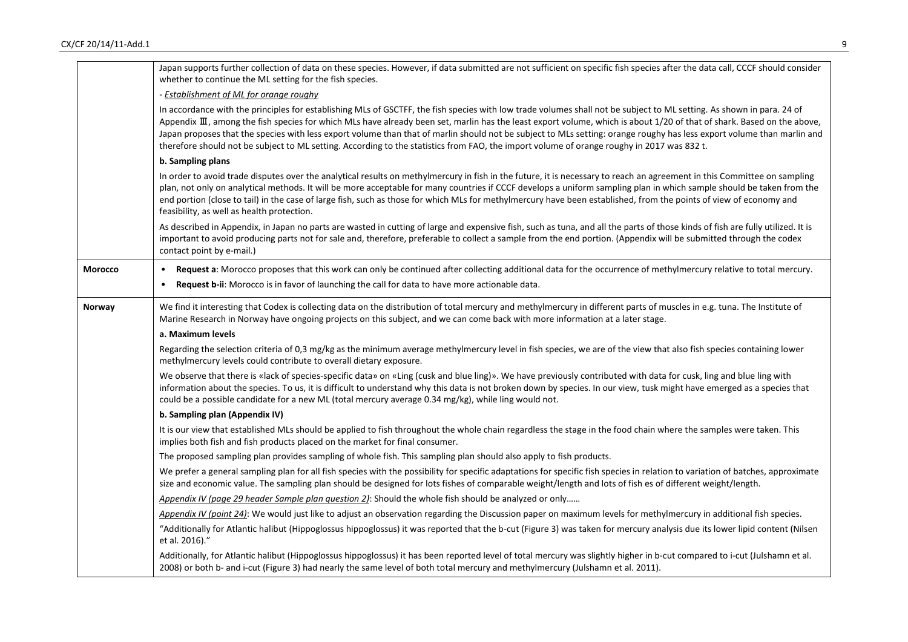| | |
|---|---|
| | Japan supports further collection of data on these species. However, if data submitted are not sufficient on specific fish species after the data call, CCCF should consider whether to continue the ML setting for the fish species.<br><br>- *Establishment of ML for orange roughy*<br><br>In accordance with the principles for establishing MLs of GSCTFF, the fish species with low trade volumes shall not be subject to ML setting. As shown in para. 24 of Appendix Ⅲ, among the fish species for which MLs have already been set, marlin has the least export volume, which is about 1/20 of that of shark. Based on the above, Japan proposes that the species with less export volume than that of marlin should not be subject to MLs setting: orange roughy has less export volume than marlin and therefore should not be subject to ML setting. According to the statistics from FAO, the import volume of orange roughy in 2017 was 832 t.<br><br>**b. Sampling plans**<br><br>In order to avoid trade disputes over the analytical results on methylmercury in fish in the future, it is necessary to reach an agreement in this Committee on sampling plan, not only on analytical methods. It will be more acceptable for many countries if CCCF develops a uniform sampling plan in which sample should be taken from the end portion (close to tail) in the case of large fish, such as those for which MLs for methylmercury have been established, from the points of view of economy and feasibility, as well as health protection.<br><br>As described in Appendix, in Japan no parts are wasted in cutting of large and expensive fish, such as tuna, and all the parts of those kinds of fish are fully utilized. It is important to avoid producing parts not for sale and, therefore, preferable to collect a sample from the end portion. (Appendix will be submitted through the codex contact point by e-mail.) |
| **Morocco** | • **Request a**: Morocco proposes that this work can only be continued after collecting additional data for the occurrence of methylmercury relative to total mercury.<br>• **Request b-ii**: Morocco is in favor of launching the call for data to have more actionable data. |
| **Norway** | We find it interesting that Codex is collecting data on the distribution of total mercury and methylmercury in different parts of muscles in e.g. tuna. The Institute of Marine Research in Norway have ongoing projects on this subject, and we can come back with more information at a later stage.<br><br>**a. Maximum levels**<br><br>Regarding the selection criteria of 0,3 mg/kg as the minimum average methylmercury level in fish species, we are of the view that also fish species containing lower methylmercury levels could contribute to overall dietary exposure.<br><br>We observe that there is «lack of species-specific data» on «Ling (cusk and blue ling)». We have previously contributed with data for cusk, ling and blue ling with information about the species. To us, it is difficult to understand why this data is not broken down by species. In our view, tusk might have emerged as a species that could be a possible candidate for a new ML (total mercury average 0.34 mg/kg), while ling would not.<br><br>**b. Sampling plan (Appendix IV)**<br><br>It is our view that established MLs should be applied to fish throughout the whole chain regardless the stage in the food chain where the samples were taken. This implies both fish and fish products placed on the market for final consumer.<br><br>The proposed sampling plan provides sampling of whole fish. This sampling plan should also apply to fish products.<br><br>We prefer a general sampling plan for all fish species with the possibility for specific adaptations for specific fish species in relation to variation of batches, approximate size and economic value. The sampling plan should be designed for lots fishes of comparable weight/length and lots of fish es of different weight/length.<br><br>*Appendix IV (page 29 header Sample plan question 2)*: Should the whole fish should be analyzed or only……<br><br>*Appendix IV (point 24)*: We would just like to adjust an observation regarding the Discussion paper on maximum levels for methylmercury in additional fish species.<br><br>"Additionally for Atlantic halibut (Hippoglossus hippoglossus) it was reported that the b-cut (Figure 3) was taken for mercury analysis due its lower lipid content (Nilsen et al. 2016)."<br><br>Additionally, for Atlantic halibut (Hippoglossus hippoglossus) it has been reported level of total mercury was slightly higher in b-cut compared to i-cut (Julshamn et al. 2008) or both b- and i-cut (Figure 3) had nearly the same level of both total mercury and methylmercury (Julshamn et al. 2011). |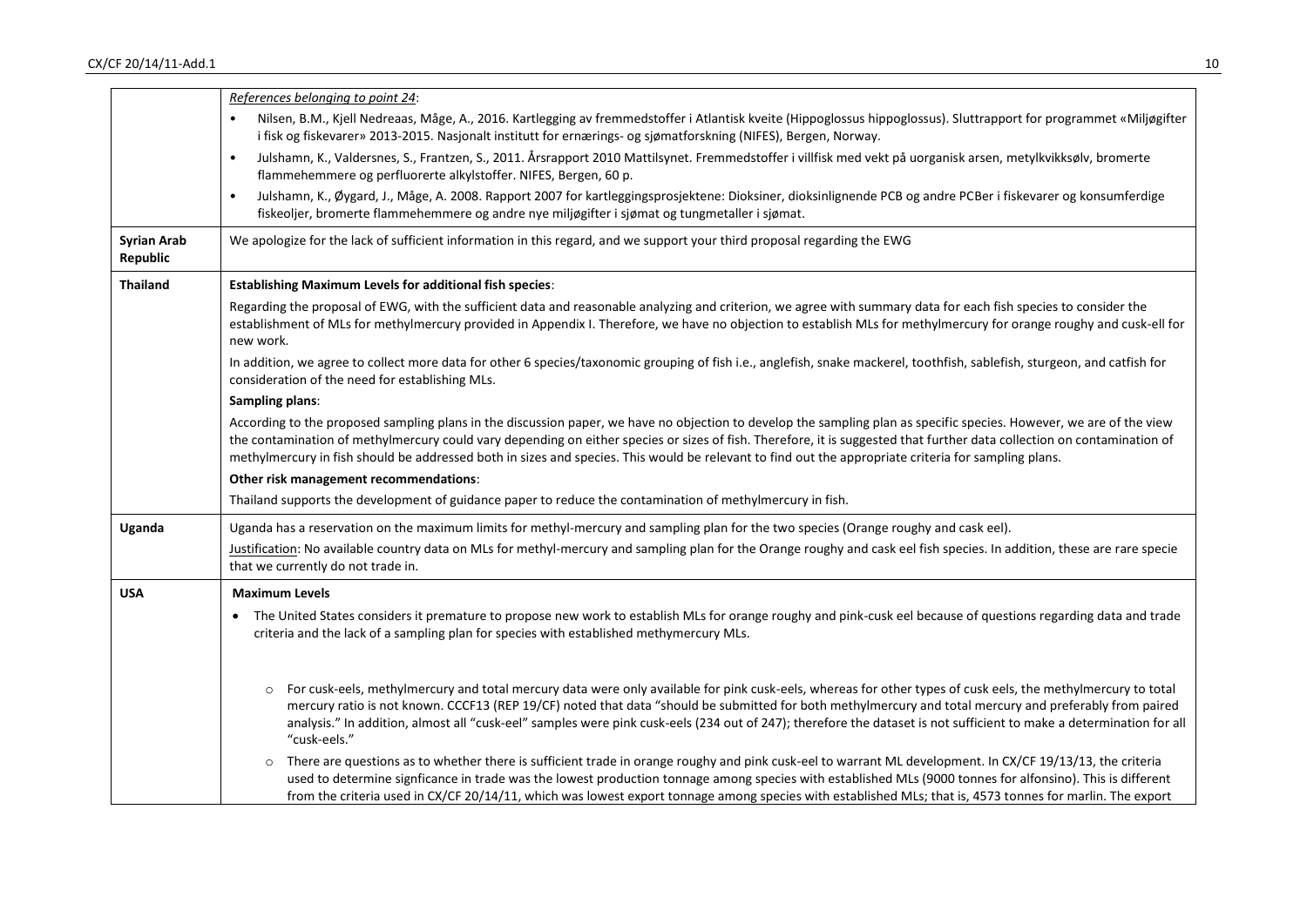| | |
|---|---|
| | *References belonging to point 24*:<br>• Nilsen, B.M., Kjell Nedreaas, Måge, A., 2016. Kartlegging av fremmedstoffer i Atlantisk kveite (Hippoglossus hippoglossus). Sluttrapport for programmet «Miljøgifter i fisk og fiskevarer» 2013-2015. Nasjonalt institutt for ernærings- og sjømatforskning (NIFES), Bergen, Norway.<br>• Julshamn, K., Valdersnes, S., Frantzen, S., 2011. Årsrapport 2010 Mattilsynet. Fremmedstoffer i villfisk med vekt på uorganisk arsen, metylkvikksølv, bromerte flammehemmere og perfluorerte alkylstoffer. NIFES, Bergen, 60 p.<br>• Julshamn, K., Øygard, J., Måge, A. 2008. Rapport 2007 for kartleggingsprosjektene: Dioksiner, dioksinlignende PCB og andre PCBer i fiskevarer og konsumferdige fiskeoljer, bromerte flammehemmere og andre nye miljøgifter i sjømat og tungmetaller i sjømat. |
| **Syrian Arab Republic** | We apologize for the lack of sufficient information in this regard, and we support your third proposal regarding the EWG |
| **Thailand** | **Establishing Maximum Levels for additional fish species**:<br>Regarding the proposal of EWG, with the sufficient data and reasonable analyzing and criterion, we agree with summary data for each fish species to consider the establishment of MLs for methylmercury provided in Appendix I. Therefore, we have no objection to establish MLs for methylmercury for orange roughy and cusk-ell for new work.<br>In addition, we agree to collect more data for other 6 species/taxonomic grouping of fish i.e., anglefish, snake mackerel, toothfish, sablefish, sturgeon, and catfish for consideration of the need for establishing MLs.<br>**Sampling plans**:<br>According to the proposed sampling plans in the discussion paper, we have no objection to develop the sampling plan as specific species. However, we are of the view the contamination of methylmercury could vary depending on either species or sizes of fish. Therefore, it is suggested that further data collection on contamination of methylmercury in fish should be addressed both in sizes and species. This would be relevant to find out the appropriate criteria for sampling plans.<br>**Other risk management recommendations**:<br>Thailand supports the development of guidance paper to reduce the contamination of methylmercury in fish. |
| **Uganda** | Uganda has a reservation on the maximum limits for methyl-mercury and sampling plan for the two species (Orange roughy and cask eel).<br><u>Justification</u>: No available country data on MLs for methyl-mercury and sampling plan for the Orange roughy and cask eel fish species. In addition, these are rare specie that we currently do not trade in. |
| **USA** | **Maximum Levels**<br>• The United States considers it premature to propose new work to establish MLs for orange roughy and pink-cusk eel because of questions regarding data and trade criteria and the lack of a sampling plan for species with established methymercury MLs.<br>  ○ For cusk-eels, methylmercury and total mercury data were only available for pink cusk-eels, whereas for other types of cusk eels, the methylmercury to total mercury ratio is not known. CCCF13 (REP 19/CF) noted that data "should be submitted for both methylmercury and total mercury and preferably from paired analysis." In addition, almost all "cusk-eel" samples were pink cusk-eels (234 out of 247); therefore the dataset is not sufficient to make a determination for all "cusk-eels."<br>  ○ There are questions as to whether there is sufficient trade in orange roughy and pink cusk-eel to warrant ML development. In CX/CF 19/13/13, the criteria used to determine signficance in trade was the lowest production tonnage among species with established MLs (9000 tonnes for alfonsino). This is different from the criteria used in CX/CF 20/14/11, which was lowest export tonnage among species with established MLs; that is, 4573 tonnes for marlin. The export |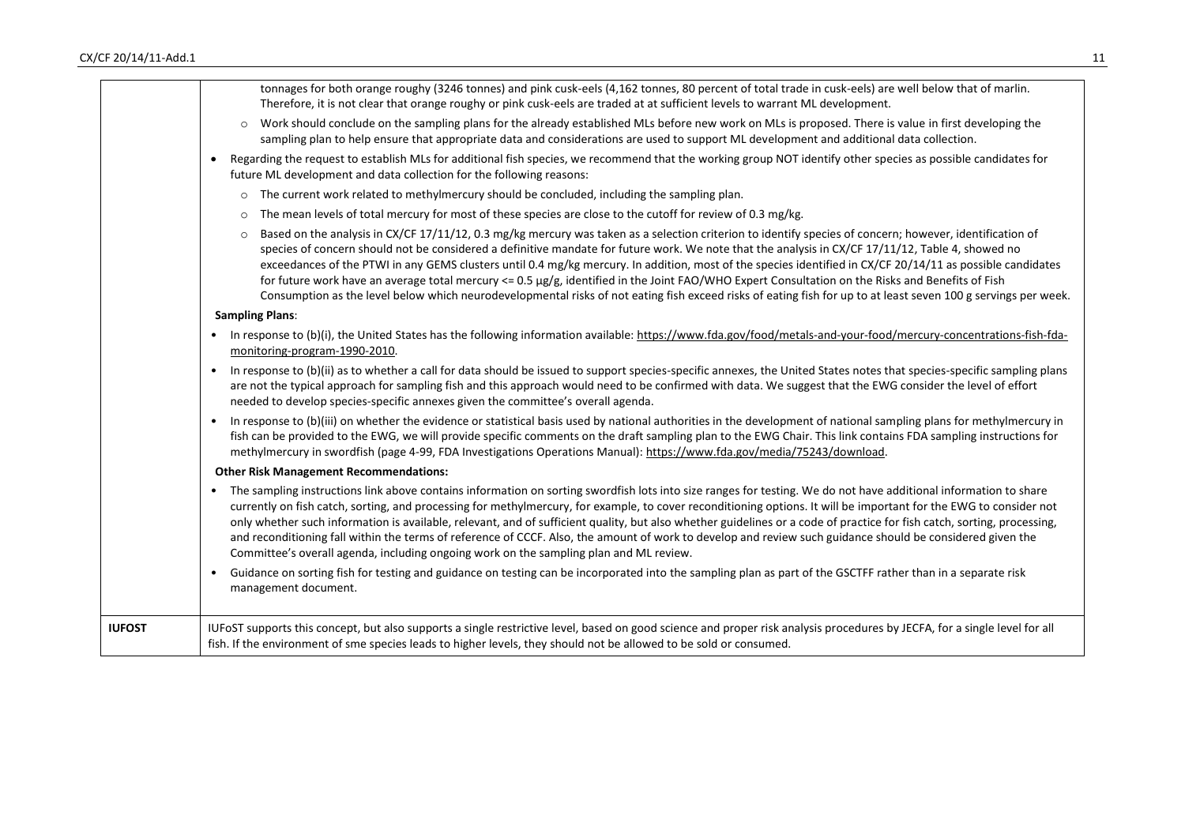| | |
|---|---|
| | tonnages for both orange roughy (3246 tonnes) and pink cusk-eels (4,162 tonnes, 80 percent of total trade in cusk-eels) are well below that of marlin. Therefore, it is not clear that orange roughy or pink cusk-eels are traded at at sufficient levels to warrant ML development.<br>○ Work should conclude on the sampling plans for the already established MLs before new work on MLs is proposed. There is value in first developing the sampling plan to help ensure that appropriate data and considerations are used to support ML development and additional data collection.<br>• Regarding the request to establish MLs for additional fish species, we recommend that the working group NOT identify other species as possible candidates for future ML development and data collection for the following reasons:<br>○ The current work related to methylmercury should be concluded, including the sampling plan.<br>○ The mean levels of total mercury for most of these species are close to the cutoff for review of 0.3 mg/kg.<br>○ Based on the analysis in CX/CF 17/11/12, 0.3 mg/kg mercury was taken as a selection criterion to identify species of concern; however, identification of species of concern should not be considered a definitive mandate for future work. We note that the analysis in CX/CF 17/11/12, Table 4, showed no exceedances of the PTWI in any GEMS clusters until 0.4 mg/kg mercury. In addition, most of the species identified in CX/CF 20/14/11 as possible candidates for future work have an average total mercury <= 0.5 µg/g, identified in the Joint FAO/WHO Expert Consultation on the Risks and Benefits of Fish Consumption as the level below which neurodevelopmental risks of not eating fish exceed risks of eating fish for up to at least seven 100 g servings per week.<br>**Sampling Plans**:<br>• In response to (b)(i), the United States has the following information available: https://www.fda.gov/food/metals-and-your-food/mercury-concentrations-fish-fda-monitoring-program-1990-2010.<br>• In response to (b)(ii) as to whether a call for data should be issued to support species-specific annexes, the United States notes that species-specific sampling plans are not the typical approach for sampling fish and this approach would need to be confirmed with data. We suggest that the EWG consider the level of effort needed to develop species-specific annexes given the committee's overall agenda.<br>• In response to (b)(iii) on whether the evidence or statistical basis used by national authorities in the development of national sampling plans for methylmercury in fish can be provided to the EWG, we will provide specific comments on the draft sampling plan to the EWG Chair. This link contains FDA sampling instructions for methylmercury in swordfish (page 4-99, FDA Investigations Operations Manual): https://www.fda.gov/media/75243/download.<br>**Other Risk Management Recommendations:**<br>• The sampling instructions link above contains information on sorting swordfish lots into size ranges for testing. We do not have additional information to share currently on fish catch, sorting, and processing for methylmercury, for example, to cover reconditioning options. It will be important for the EWG to consider not only whether such information is available, relevant, and of sufficient quality, but also whether guidelines or a code of practice for fish catch, sorting, processing, and reconditioning fall within the terms of reference of CCCF. Also, the amount of work to develop and review such guidance should be considered given the Committee's overall agenda, including ongoing work on the sampling plan and ML review.<br>• Guidance on sorting fish for testing and guidance on testing can be incorporated into the sampling plan as part of the GSCTFF rather than in a separate risk management document. |
| **IUFOST** | IUFoST supports this concept, but also supports a single restrictive level, based on good science and proper risk analysis procedures by JECFA, for a single level for all fish. If the environment of sme species leads to higher levels, they should not be allowed to be sold or consumed. |